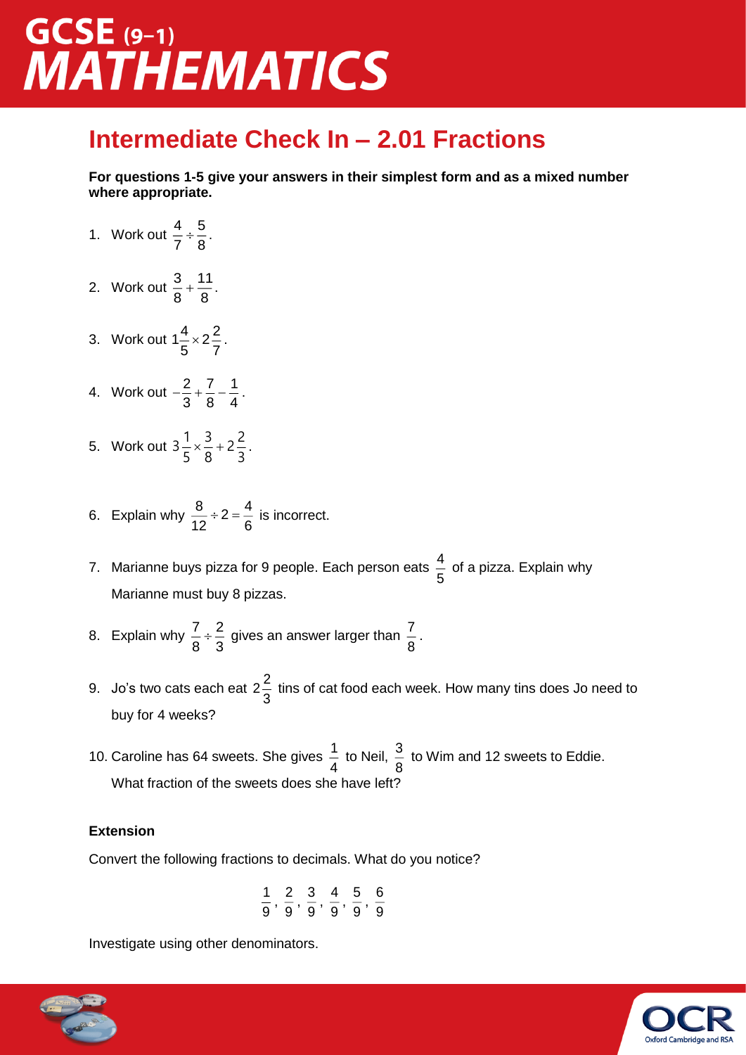# GCSE (9–1) MATHEMATICS

## Intermediate Check In – 2.01 Fractions

**For questions 1-5 give your answers in their simplest form and as a mixed number where appropriate.**

1. Work out $\frac{4}{7} \div \frac{5}{8}$.

2. Work out $\frac{3}{8} + \frac{11}{8}$.

3. Work out $1\frac{4}{5} \times 2\frac{2}{7}$.

4. Work out $-\frac{2}{3} + \frac{7}{8} - \frac{1}{4}$.

5. Work out $3\frac{1}{5} \times \frac{3}{8} + 2\frac{2}{3}$.

6. Explain why $\frac{8}{12} \div 2 = \frac{4}{6}$ is incorrect.

7. Marianne buys pizza for 9 people. Each person eats $\frac{4}{5}$ of a pizza. Explain why Marianne must buy 8 pizzas.

8. Explain why $\frac{7}{8} \div \frac{2}{3}$ gives an answer larger than $\frac{7}{8}$.

9. Jo's two cats each eat $2\frac{2}{3}$ tins of cat food each week. How many tins does Jo need to buy for 4 weeks?

10. Caroline has 64 sweets. She gives $\frac{1}{4}$ to Neil, $\frac{3}{8}$ to Wim and 12 sweets to Eddie. What fraction of the sweets does she have left?

### Extension

Convert the following fractions to decimals. What do you notice?

$$\frac{1}{9}, \frac{2}{9}, \frac{3}{9}, \frac{4}{9}, \frac{5}{9}, \frac{6}{9}$$

Investigate using other denominators.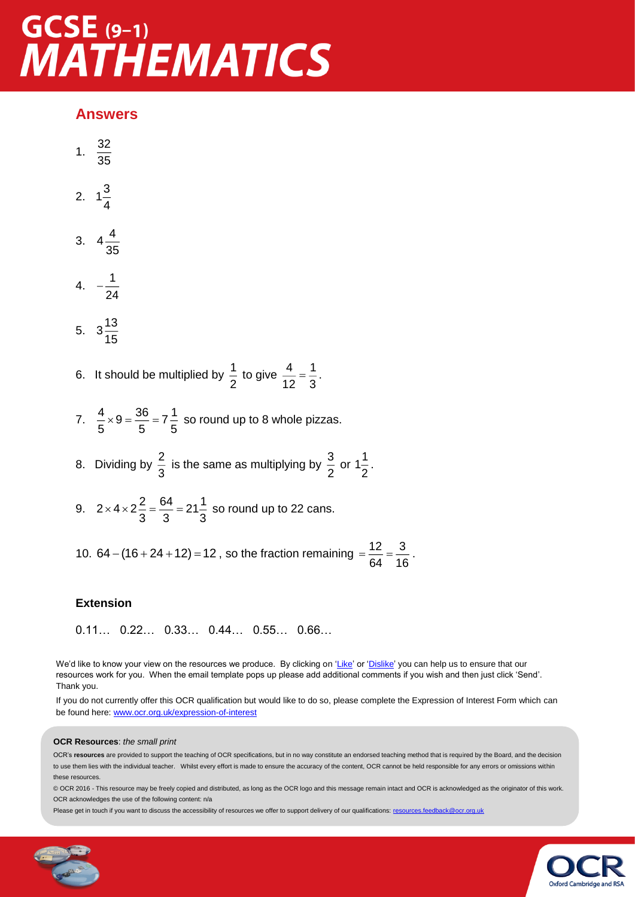## Answers

1. $\frac{32}{35}$

2. $1\frac{3}{4}$

3. $4\frac{4}{35}$

4. $-\frac{1}{24}$

5. $3\frac{13}{15}$

6. It should be multiplied by $\frac{1}{2}$ to give $\frac{4}{12}=\frac{1}{3}$.

7. $\frac{4}{5}\times 9=\frac{36}{5}=7\frac{1}{5}$ so round up to 8 whole pizzas.

8. Dividing by $\frac{2}{3}$ is the same as multiplying by $\frac{3}{2}$ or $1\frac{1}{2}$.

9. $2\times 4\times 2\frac{2}{3}=\frac{64}{3}=21\frac{1}{3}$ so round up to 22 cans.

10. $64-(16+24+12)=12$, so the fraction remaining $=\frac{12}{64}=\frac{3}{16}$.

### Extension

0.11… 0.22… 0.33… 0.44… 0.55… 0.66…

We'd like to know your view on the resources we produce. By clicking on 'Like' or 'Dislike' you can help us to ensure that our resources work for you. When the email template pops up please add additional comments if you wish and then just click 'Send'. Thank you.

If you do not currently offer this OCR qualification but would like to do so, please complete the Expression of Interest Form which can be found here: www.ocr.org.uk/expression-of-interest

**OCR Resources**: *the small print*

OCR's **resources** are provided to support the teaching of OCR specifications, but in no way constitute an endorsed teaching method that is required by the Board, and the decision to use them lies with the individual teacher. Whilst every effort is made to ensure the accuracy of the content, OCR cannot be held responsible for any errors or omissions within these resources.

© OCR 2016 - This resource may be freely copied and distributed, as long as the OCR logo and this message remain intact and OCR is acknowledged as the originator of this work.

OCR acknowledges the use of the following content: n/a

Please get in touch if you want to discuss the accessibility of resources we offer to support delivery of our qualifications: resources.feedback@ocr.org.uk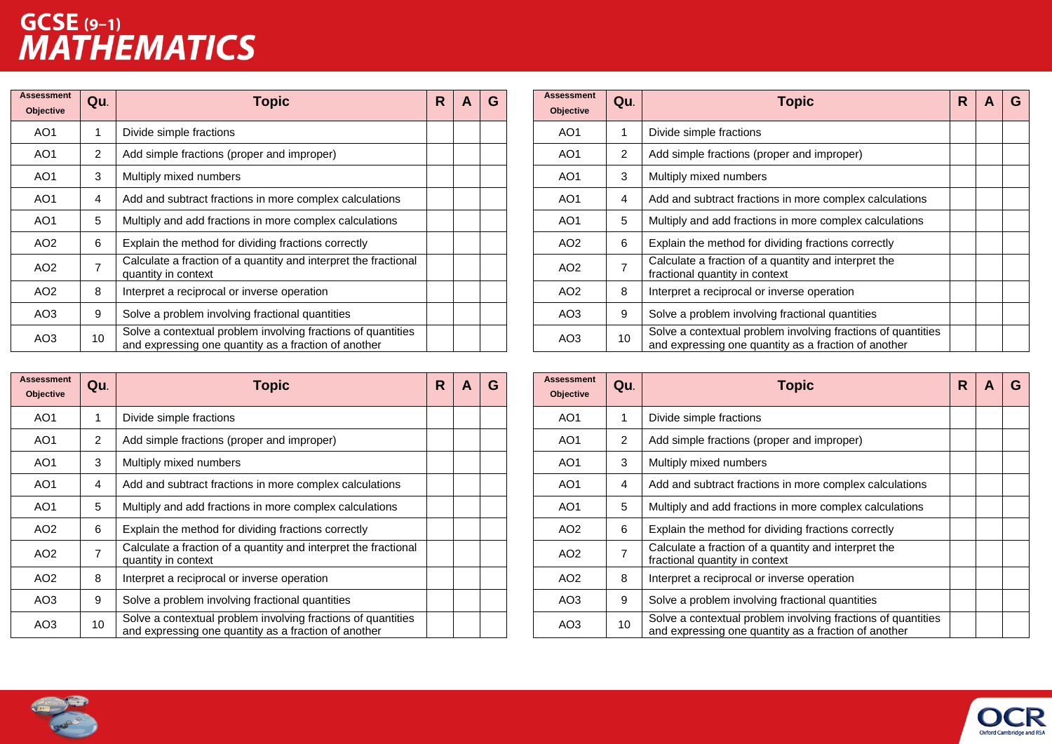# GCSE (9–1) MATHEMATICS

| Assessment Objective | Qu. | Topic | R | A | G |
|---|---|---|---|---|---|
| AO1 | 1 | Divide simple fractions | | | |
| AO1 | 2 | Add simple fractions (proper and improper) | | | |
| AO1 | 3 | Multiply mixed numbers | | | |
| AO1 | 4 | Add and subtract fractions in more complex calculations | | | |
| AO1 | 5 | Multiply and add fractions in more complex calculations | | | |
| AO2 | 6 | Explain the method for dividing fractions correctly | | | |
| AO2 | 7 | Calculate a fraction of a quantity and interpret the fractional quantity in context | | | |
| AO2 | 8 | Interpret a reciprocal or inverse operation | | | |
| AO3 | 9 | Solve a problem involving fractional quantities | | | |
| AO3 | 10 | Solve a contextual problem involving fractions of quantities and expressing one quantity as a fraction of another | | | |

| Assessment Objective | Qu. | Topic | R | A | G |
|---|---|---|---|---|---|
| AO1 | 1 | Divide simple fractions | | | |
| AO1 | 2 | Add simple fractions (proper and improper) | | | |
| AO1 | 3 | Multiply mixed numbers | | | |
| AO1 | 4 | Add and subtract fractions in more complex calculations | | | |
| AO1 | 5 | Multiply and add fractions in more complex calculations | | | |
| AO2 | 6 | Explain the method for dividing fractions correctly | | | |
| AO2 | 7 | Calculate a fraction of a quantity and interpret the fractional quantity in context | | | |
| AO2 | 8 | Interpret a reciprocal or inverse operation | | | |
| AO3 | 9 | Solve a problem involving fractional quantities | | | |
| AO3 | 10 | Solve a contextual problem involving fractions of quantities and expressing one quantity as a fraction of another | | | |

| Assessment Objective | Qu. | Topic | R | A | G |
|---|---|---|---|---|---|
| AO1 | 1 | Divide simple fractions | | | |
| AO1 | 2 | Add simple fractions (proper and improper) | | | |
| AO1 | 3 | Multiply mixed numbers | | | |
| AO1 | 4 | Add and subtract fractions in more complex calculations | | | |
| AO1 | 5 | Multiply and add fractions in more complex calculations | | | |
| AO2 | 6 | Explain the method for dividing fractions correctly | | | |
| AO2 | 7 | Calculate a fraction of a quantity and interpret the fractional quantity in context | | | |
| AO2 | 8 | Interpret a reciprocal or inverse operation | | | |
| AO3 | 9 | Solve a problem involving fractional quantities | | | |
| AO3 | 10 | Solve a contextual problem involving fractions of quantities and expressing one quantity as a fraction of another | | | |

| Assessment Objective | Qu. | Topic | R | A | G |
|---|---|---|---|---|---|
| AO1 | 1 | Divide simple fractions | | | |
| AO1 | 2 | Add simple fractions (proper and improper) | | | |
| AO1 | 3 | Multiply mixed numbers | | | |
| AO1 | 4 | Add and subtract fractions in more complex calculations | | | |
| AO1 | 5 | Multiply and add fractions in more complex calculations | | | |
| AO2 | 6 | Explain the method for dividing fractions correctly | | | |
| AO2 | 7 | Calculate a fraction of a quantity and interpret the fractional quantity in context | | | |
| AO2 | 8 | Interpret a reciprocal or inverse operation | | | |
| AO3 | 9 | Solve a problem involving fractional quantities | | | |
| AO3 | 10 | Solve a contextual problem involving fractions of quantities and expressing one quantity as a fraction of another | | | |